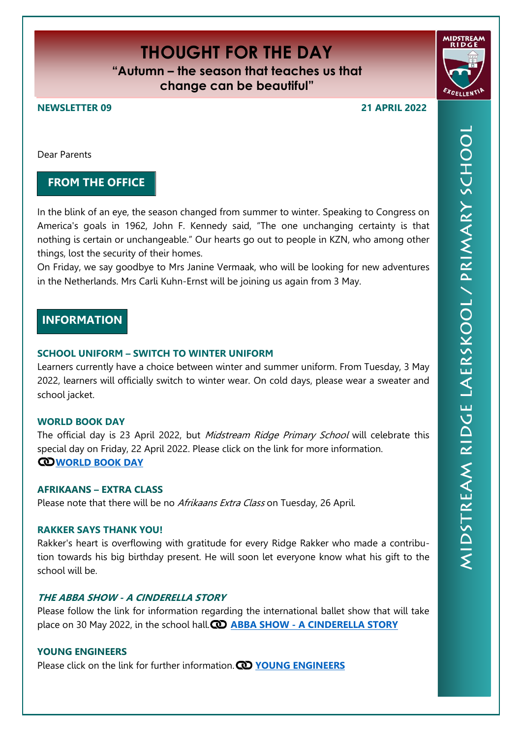# THOUGHT FOR THE DAY

**"Autumn – the season that teaches us that change can be beautiful"**

**NEWSLETTER 09** **21 APRIL 2022**

MIDSTREAM RIDGE LAERSKOOL / PRIMARY SCHOOL

Dear Parents

## FROM THE OFFICE

In the blink of an eye, the season changed from summer to winter. Speaking to Congress on America's goals in 1962, John F. Kennedy said, "The one unchanging certainty is that nothing is certain or unchangeable." Our hearts go out to people in KZN, who among other things, lost the security of their homes.

On Friday, we say goodbye to Mrs Janine Vermaak, who will be looking for new adventures in the Netherlands. Mrs Carli Kuhn-Ernst will be joining us again from 3 May.

## INFORMATION

### SCHOOL UNIFORM – SWITCH TO WINTER UNIFORM

Learners currently have a choice between winter and summer uniform. From Tuesday, 3 May 2022, learners will officially switch to winter wear. On cold days, please wear a sweater and school jacket.

### WORLD BOOK DAY

The official day is 23 April 2022, but *Midstream Ridge Primary School* will celebrate this special day on Friday, 22 April 2022. Please click on the link for more information.
**WORLD BOOK DAY**

### AFRIKAANS – EXTRA CLASS

Please note that there will be no *Afrikaans Extra Class* on Tuesday, 26 April.

### RAKKER SAYS THANK YOU!

Rakker's heart is overflowing with gratitude for every Ridge Rakker who made a contribution towards his big birthday present. He will soon let everyone know what his gift to the school will be.

### *THE ABBA SHOW - A CINDERELLA STORY*

Please follow the link for information regarding the international ballet show that will take place on 30 May 2022, in the school hall. **ABBA SHOW - A CINDERELLA STORY**

### YOUNG ENGINEERS

Please click on the link for further information. **YOUNG ENGINEERS**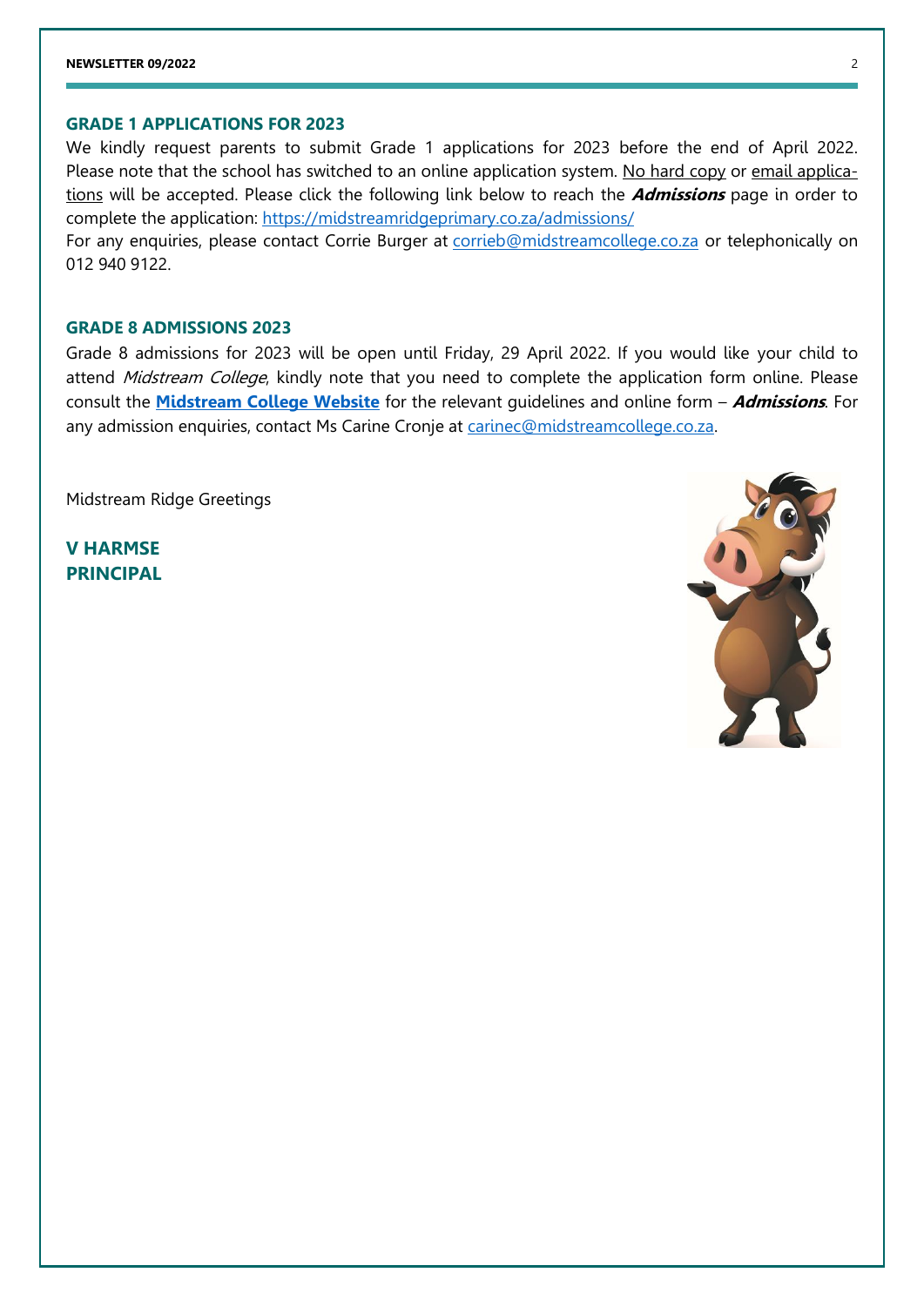## GRADE 1 APPLICATIONS FOR 2023

We kindly request parents to submit Grade 1 applications for 2023 before the end of April 2022. Please note that the school has switched to an online application system. No hard copy or email applications will be accepted. Please click the following link below to reach the ***Admissions*** page in order to complete the application: https://midstreamridgeprimary.co.za/admissions/

For any enquiries, please contact Corrie Burger at corrieb@midstreamcollege.co.za or telephonically on 012 940 9122.

## GRADE 8 ADMISSIONS 2023

Grade 8 admissions for 2023 will be open until Friday, 29 April 2022. If you would like your child to attend *Midstream College*, kindly note that you need to complete the application form online. Please consult the **Midstream College Website** for the relevant guidelines and online form – ***Admissions***. For any admission enquiries, contact Ms Carine Cronje at carinec@midstreamcollege.co.za.

Midstream Ridge Greetings

**V HARMSE**
**PRINCIPAL**